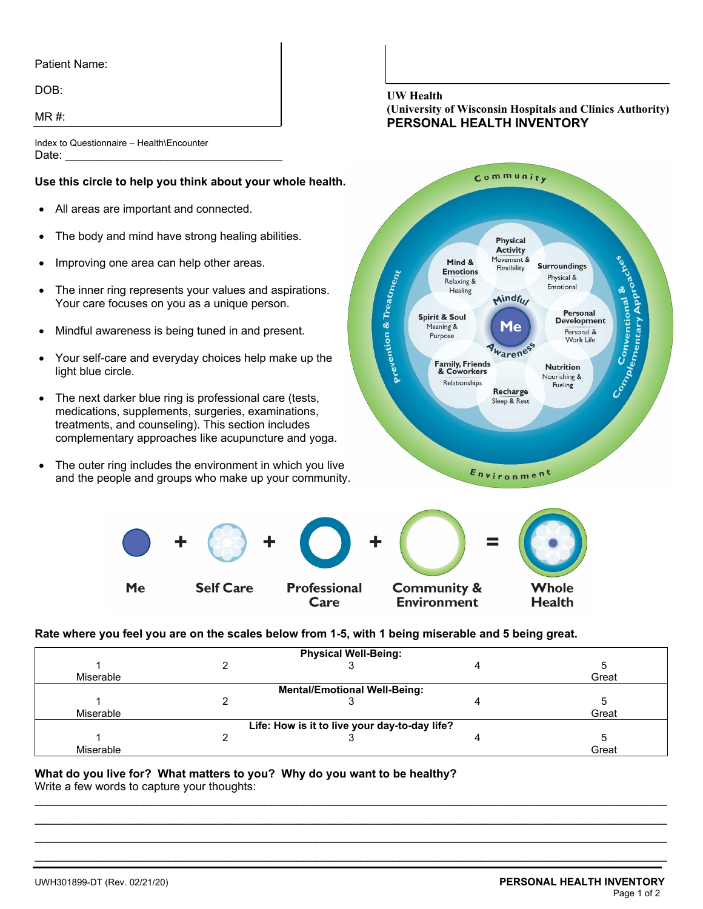Patient Name:

DOB:

MR #:

Index to Questionnaire – Health\Encounter
Date: ___________________________________

**UW Health**
**(University of Wisconsin Hospitals and Clinics Authority)**
**PERSONAL HEALTH INVENTORY**

**Use this circle to help you think about your whole health.**

- All areas are important and connected.
- The body and mind have strong healing abilities.
- Improving one area can help other areas.
- The inner ring represents your values and aspirations. Your care focuses on you as a unique person.
- Mindful awareness is being tuned in and present.
- Your self-care and everyday choices help make up the light blue circle.
- The next darker blue ring is professional care (tests, medications, supplements, surgeries, examinations, treatments, and counseling). This section includes complementary approaches like acupuncture and yoga.
- The outer ring includes the environment in which you live and the people and groups who make up your community.

Community — Prevention & Treatment — Conventional & Complementary Approaches — Environment

Me — Mindful Awareness

Physical Activity: Movement & Flexibility
Surroundings: Physical & Emotional
Personal Development: Personal & Work Life
Nutrition: Nourishing & Fueling
Recharge: Sleep & Rest
Family, Friends & Coworkers: Relationships
Spirit & Soul: Meaning & Purpose
Mind & Emotions: Relaxing & Healing

Me + Self Care + Professional Care + Community & Environment = Whole Health

**Rate where you feel you are on the scales below from 1-5, with 1 being miserable and 5 being great.**

| | | **Physical Well-Being:** | | |
|---|---|---|---|---|
| 1<br>Miserable | 2 | 3 | 4 | 5<br>Great |
| | | **Mental/Emotional Well-Being:** | | |
| 1<br>Miserable | 2 | 3 | 4 | 5<br>Great |
| | | **Life: How is it to live your day-to-day life?** | | |
| 1<br>Miserable | 2 | 3 | 4 | 5<br>Great |

**What do you live for? What matters to you? Why do you want to be healthy?**
Write a few words to capture your thoughts:

______________________________________________________________________________

______________________________________________________________________________

______________________________________________________________________________

______________________________________________________________________________

UWH301899-DT (Rev. 02/21/20)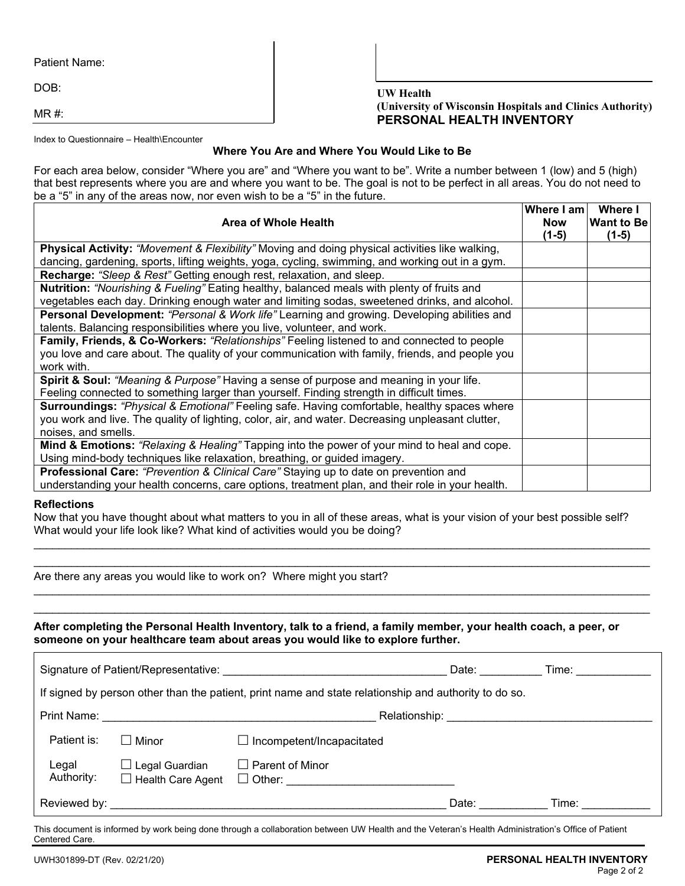Patient Name:

DOB:

MR #:

**UW Health**
**(University of Wisconsin Hospitals and Clinics Authority)**
**PERSONAL HEALTH INVENTORY**

Index to Questionnaire – Health\Encounter

### Where You Are and Where You Would Like to Be

For each area below, consider "Where you are" and "Where you want to be". Write a number between 1 (low) and 5 (high) that best represents where you are and where you want to be. The goal is not to be perfect in all areas. You do not need to be a "5" in any of the areas now, nor even wish to be a "5" in the future.

| Area of Whole Health | Where I am Now (1-5) | Where I Want to Be (1-5) |
|---|---|---|
| **Physical Activity:** *"Movement & Flexibility"* Moving and doing physical activities like walking, dancing, gardening, sports, lifting weights, yoga, cycling, swimming, and working out in a gym. | | |
| **Recharge:** *"Sleep & Rest"* Getting enough rest, relaxation, and sleep. | | |
| **Nutrition:** *"Nourishing & Fueling"* Eating healthy, balanced meals with plenty of fruits and vegetables each day. Drinking enough water and limiting sodas, sweetened drinks, and alcohol. | | |
| **Personal Development:** *"Personal & Work life"* Learning and growing. Developing abilities and talents. Balancing responsibilities where you live, volunteer, and work. | | |
| **Family, Friends, & Co-Workers:** *"Relationships"* Feeling listened to and connected to people you love and care about. The quality of your communication with family, friends, and people you work with. | | |
| **Spirit & Soul:** *"Meaning & Purpose"* Having a sense of purpose and meaning in your life. Feeling connected to something larger than yourself. Finding strength in difficult times. | | |
| **Surroundings:** *"Physical & Emotional"* Feeling safe. Having comfortable, healthy spaces where you work and live. The quality of lighting, color, air, and water. Decreasing unpleasant clutter, noises, and smells. | | |
| **Mind & Emotions:** *"Relaxing & Healing"* Tapping into the power of your mind to heal and cope. Using mind-body techniques like relaxation, breathing, or guided imagery. | | |
| **Professional Care:** *"Prevention & Clinical Care"* Staying up to date on prevention and understanding your health concerns, care options, treatment plan, and their role in your health. | | |

### Reflections

Now that you have thought about what matters to you in all of these areas, what is your vision of your best possible self? What would your life look like? What kind of activities would you be doing?

______________________________________________________________________________________________

______________________________________________________________________________________________

Are there any areas you would like to work on? Where might you start?

______________________________________________________________________________________________

______________________________________________________________________________________________

**After completing the Personal Health Inventory, talk to a friend, a family member, your health coach, a peer, or someone on your healthcare team about areas you would like to explore further.**

Signature of Patient/Representative: ___________________________________ Date: __________ Time: ____________

If signed by person other than the patient, print name and state relationship and authority to do so.

Print Name: ____________________________________________ Relationship: _________________________________

Patient is: ☐ Minor ☐ Incompetent/Incapacitated

Legal Authority: ☐ Legal Guardian ☐ Parent of Minor
☐ Health Care Agent ☐ Other: ___________________________

Reviewed by: ______________________________________________________ Date: ___________ Time: ___________

This document is informed by work being done through a collaboration between UW Health and the Veteran's Health Administration's Office of Patient Centered Care.

UWH301899-DT (Rev. 02/21/20)